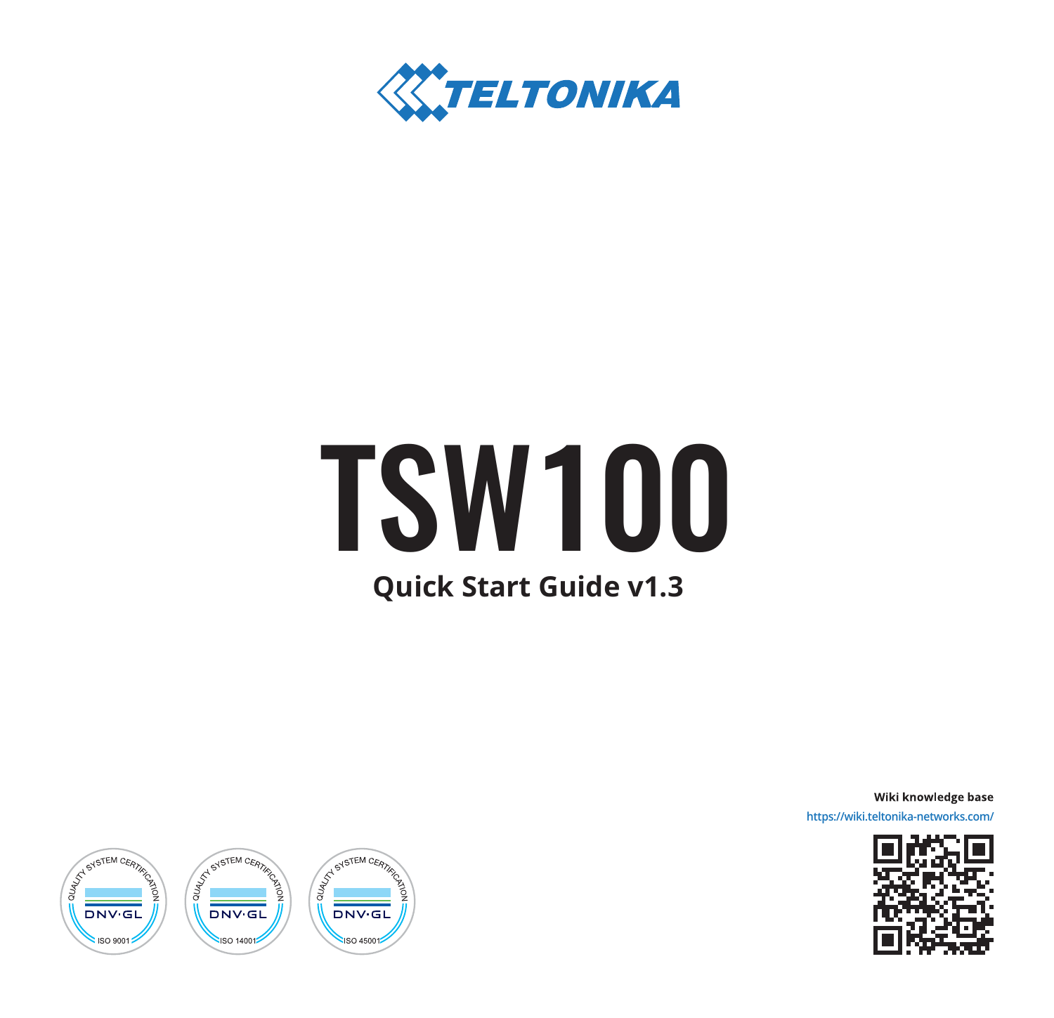TELTONIKA

# TSW100

## Quick Start Guide v1.3

QUALITY SYSTEM CERTIFICATION DNV·GL ISO 9001

QUALITY SYSTEM CERTIFICATION DNV·GL ISO 14001

QUALITY SYSTEM CERTIFICATION DNV·GL ISO 45001

**Wiki knowledge base**

https://wiki.teltonika-networks.com/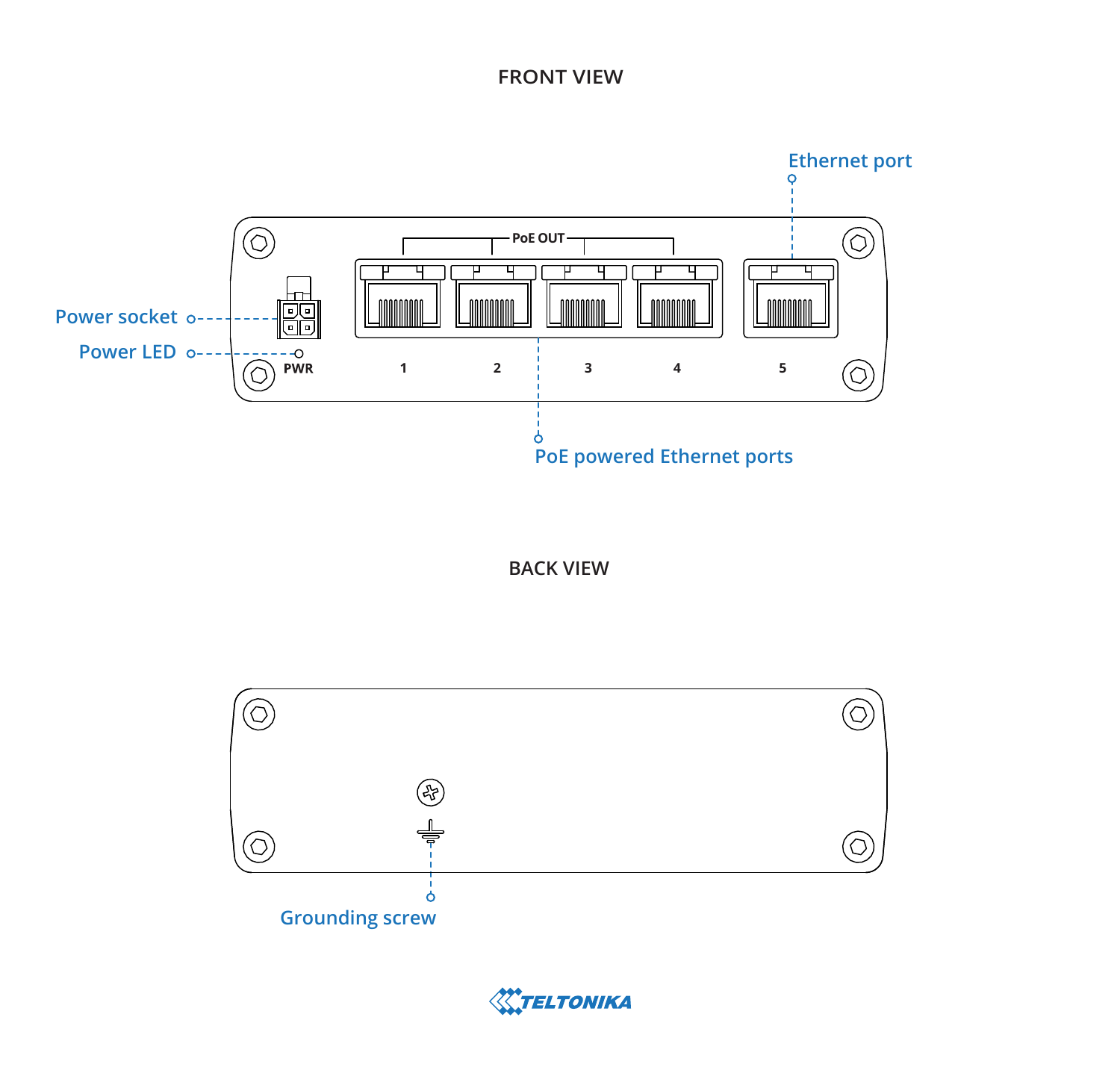## FRONT VIEW

Ethernet port

PoE OUT

Power socket

Power LED

PWR

1 2 3 4 5

PoE powered Ethernet ports

## BACK VIEW

Grounding screw

TELTONIKA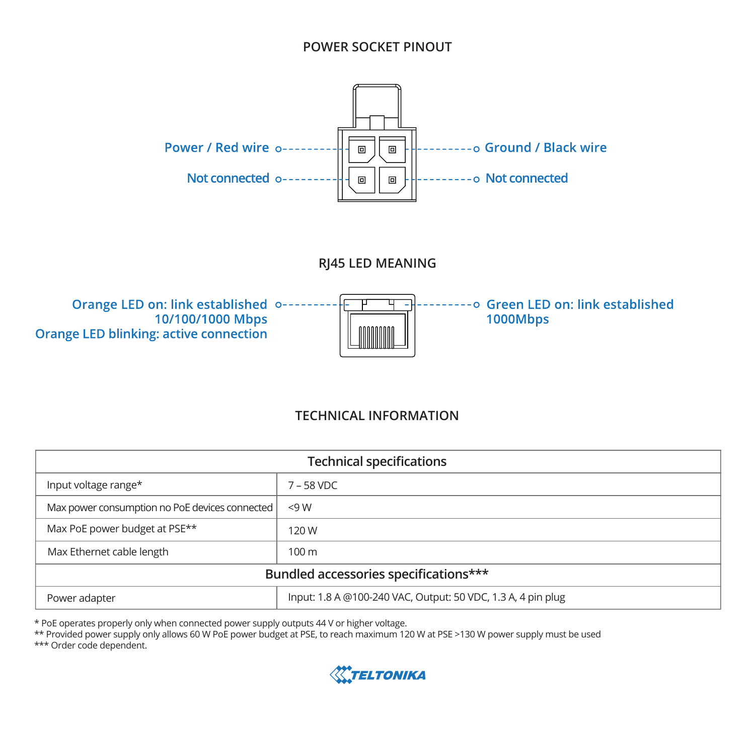## POWER SOCKET PINOUT

Power / Red wire

Ground / Black wire

Not connected

Not connected

## RJ45 LED MEANING

Orange LED on: link established 10/100/1000 Mbps
Orange LED blinking: active connection

Green LED on: link established 1000Mbps

## TECHNICAL INFORMATION

| Technical specifications | |
|---|---|
| Input voltage range* | 7 – 58 VDC |
| Max power consumption no PoE devices connected | <9 W |
| Max PoE power budget at PSE** | 120 W |
| Max Ethernet cable length | 100 m |
| **Bundled accessories specifications*** ** | |
| Power adapter | Input: 1.8 A @100-240 VAC, Output: 50 VDC, 1.3 A, 4 pin plug |

* PoE operates properly only when connected power supply outputs 44 V or higher voltage.
** Provided power supply only allows 60 W PoE power budget at PSE, to reach maximum 120 W at PSE >130 W power supply must be used
*** Order code dependent.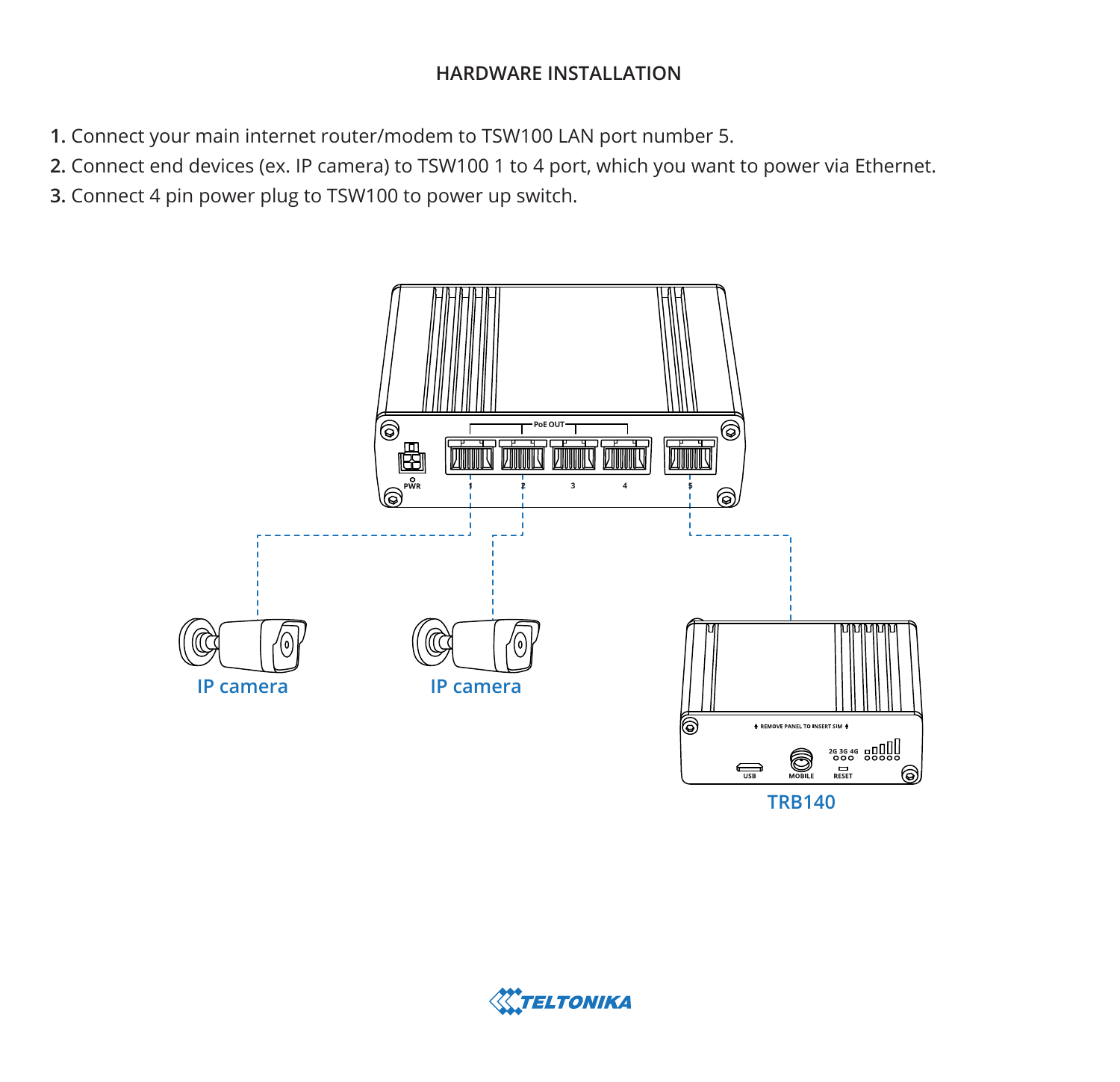## HARDWARE INSTALLATION

1. Connect your main internet router/modem to TSW100 LAN port number 5.
2. Connect end devices (ex. IP camera) to TSW100 1 to 4 port, which you want to power via Ethernet.
3. Connect 4 pin power plug to TSW100 to power up switch.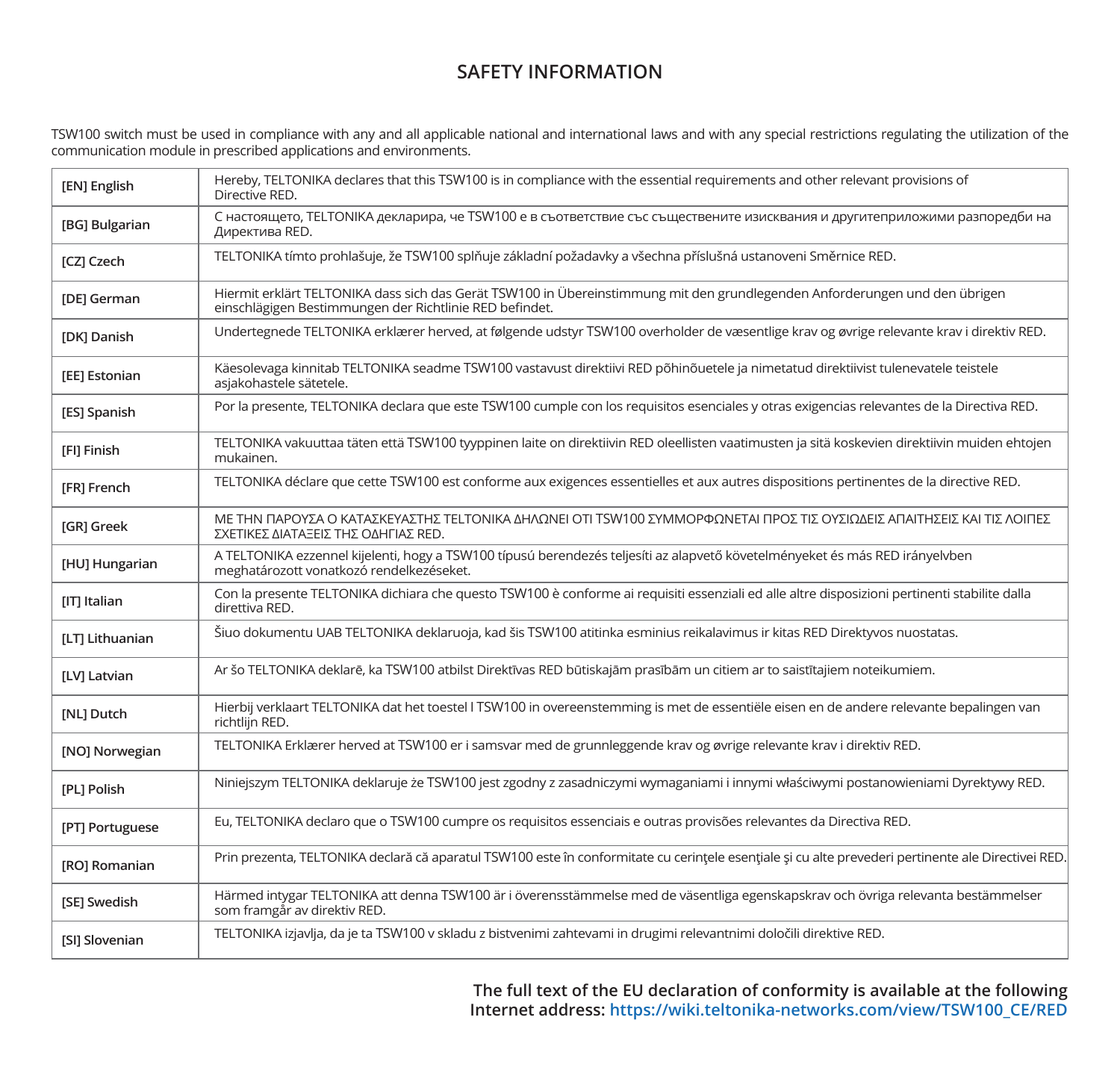# SAFETY INFORMATION

TSW100 switch must be used in compliance with any and all applicable national and international laws and with any special restrictions regulating the utilization of the communication module in prescribed applications and environments.

| | |
|---|---|
| **[EN] English** | Hereby, TELTONIKA declares that this TSW100 is in compliance with the essential requirements and other relevant provisions of Directive RED. |
| **[BG] Bulgarian** | С настоящето, TELTONIKA декларира, че TSW100 е в съответствие със съществените изисквания и другитеприложими разпоредби на Директива RED. |
| **[CZ] Czech** | TELTONIKA tímto prohlašuje, že TSW100 splňuje základní požadavky a všechna příslušná ustanoveni Směrnice RED. |
| **[DE] German** | Hiermit erklärt TELTONIKA dass sich das Gerät TSW100 in Übereinstimmung mit den grundlegenden Anforderungen und den übrigen einschlägigen Bestimmungen der Richtlinie RED befindet. |
| **[DK] Danish** | Undertegnede TELTONIKA erklærer herved, at følgende udstyr TSW100 overholder de væsentlige krav og øvrige relevante krav i direktiv RED. |
| **[EE] Estonian** | Käesolevaga kinnitab TELTONIKA seadme TSW100 vastavust direktiivi RED põhinõuetele ja nimetatud direktiivist tulenevatele teistele asjakohastele sätetele. |
| **[ES] Spanish** | Por la presente, TELTONIKA declara que este TSW100 cumple con los requisitos esenciales y otras exigencias relevantes de la Directiva RED. |
| **[FI] Finish** | TELTONIKA vakuuttaa täten että TSW100 tyyppinen laite on direktiivin RED oleellisten vaatimusten ja sitä koskevien direktiivin muiden ehtojen mukainen. |
| **[FR] French** | TELTONIKA déclare que cette TSW100 est conforme aux exigences essentielles et aux autres dispositions pertinentes de la directive RED. |
| **[GR] Greek** | ΜΕ ΤΗΝ ΠΑΡΟΥΣΑ Ο ΚΑΤΑΣΚΕΥΑΣΤΗΣ TELTONIKA ΔΗΛΩΝΕΙ ΟΤΙ TSW100 ΣΥΜΜΟΡΦΩΝΕΤΑΙ ΠΡΟΣ ΤΙΣ ΟΥΣΙΩΔΕΙΣ ΑΠΑΙΤΗΣΕΙΣ ΚΑΙ ΤΙΣ ΛΟΙΠΕΣ ΣΧΕΤΙΚΕΣ ΔΙΑΤΑΞΕΙΣ ΤΗΣ ΟΔΗΓΙΑΣ RED. |
| **[HU] Hungarian** | A TELTONIKA ezzennel kijelenti, hogy a TSW100 típusú berendezés teljesíti az alapvető követelményeket és más RED irányelvben meghatározott vonatkozó rendelkezéseket. |
| **[IT] Italian** | Con la presente TELTONIKA dichiara che questo TSW100 è conforme ai requisiti essenziali ed alle altre disposizioni pertinenti stabilite dalla direttiva RED. |
| **[LT] Lithuanian** | Šiuo dokumentu UAB TELTONIKA deklaruoja, kad šis TSW100 atitinka esminius reikalavimus ir kitas RED Direktyvos nuostatas. |
| **[LV] Latvian** | Ar šo TELTONIKA deklarē, ka TSW100 atbilst Direktīvas RED būtiskajām prasībām un citiem ar to saistītajiem noteikumiem. |
| **[NL] Dutch** | Hierbij verklaart TELTONIKA dat het toestel l TSW100 in overeenstemming is met de essentiële eisen en de andere relevante bepalingen van richtlijn RED. |
| **[NO] Norwegian** | TELTONIKA Erklærer herved at TSW100 er i samsvar med de grunnleggende krav og øvrige relevante krav i direktiv RED. |
| **[PL] Polish** | Niniejszym TELTONIKA deklaruje że TSW100 jest zgodny z zasadniczymi wymaganiami i innymi właściwymi postanowieniami Dyrektywy RED. |
| **[PT] Portuguese** | Eu, TELTONIKA declaro que o TSW100 cumpre os requisitos essenciais e outras provisões relevantes da Directiva RED. |
| **[RO] Romanian** | Prin prezenta, TELTONIKA declară că aparatul TSW100 este în conformitate cu cerinţele esenţiale şi cu alte prevederi pertinente ale Directivei RED. |
| **[SE] Swedish** | Härmed intygar TELTONIKA att denna TSW100 är i överensstämmelse med de väsentliga egenskapskrav och övriga relevanta bestämmelser som framgår av direktiv RED. |
| **[SI] Slovenian** | TELTONIKA izjavlja, da je ta TSW100 v skladu z bistvenimi zahtevami in drugimi relevantnimi določili direktive RED. |

**The full text of the EU declaration of conformity is available at the following Internet address: https://wiki.teltonika-networks.com/view/TSW100_CE/RED**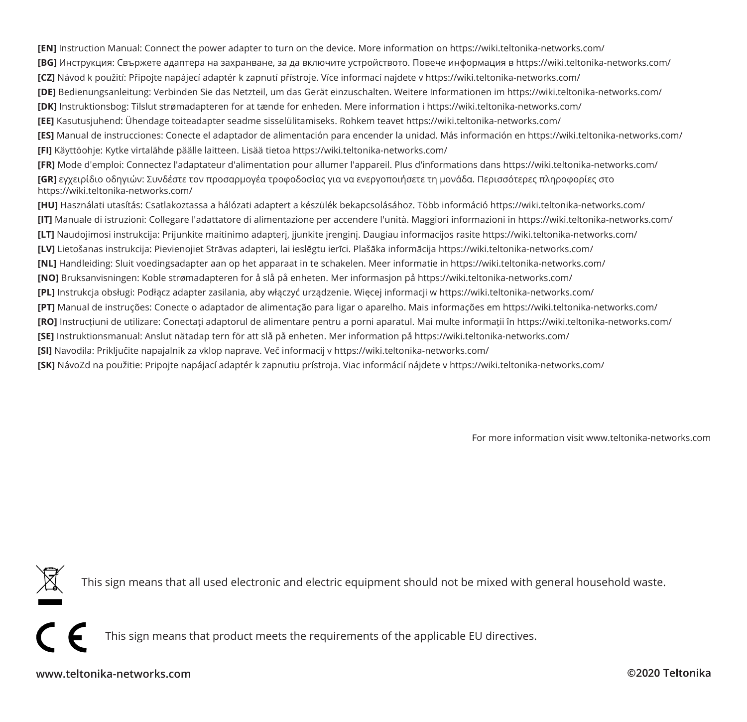**[EN]** Instruction Manual: Connect the power adapter to turn on the device. More information on https://wiki.teltonika-networks.com/

**[BG]** Инструкция: Свържете адаптера на захранване, за да включите устройството. Повече информация в https://wiki.teltonika-networks.com/

**[CZ]** Návod k použití: Připojte napájecí adaptér k zapnutí přístroje. Více informací najdete v https://wiki.teltonika-networks.com/

**[DE]** Bedienungsanleitung: Verbinden Sie das Netzteil, um das Gerät einzuschalten. Weitere Informationen im https://wiki.teltonika-networks.com/

**[DK]** Instruktionsbog: Tilslut strømadapteren for at tænde for enheden. Mere information i https://wiki.teltonika-networks.com/

**[EE]** Kasutusjuhend: Ühendage toiteadapter seadme sisselülitamiseks. Rohkem teavet https://wiki.teltonika-networks.com/

**[ES]** Manual de instrucciones: Conecte el adaptador de alimentación para encender la unidad. Más información en https://wiki.teltonika-networks.com/

**[FI]** Käyttöohje: Kytke virtalähde päälle laitteen. Lisää tietoa https://wiki.teltonika-networks.com/

**[FR]** Mode d'emploi: Connectez l'adaptateur d'alimentation pour allumer l'appareil. Plus d'informations dans https://wiki.teltonika-networks.com/

**[GR]** εγχειρίδιο οδηγιών: Συνδέστε τον προσαρμογέα τροφοδοσίας για να ενεργοποιήσετε τη μονάδα. Περισσότερες πληροφορίες στο https://wiki.teltonika-networks.com/

**[HU]** Használati utasítás: Csatlakoztassa a hálózati adaptert a készülék bekapcsolásához. Több információ https://wiki.teltonika-networks.com/

**[IT]** Manuale di istruzioni: Collegare l'adattatore di alimentazione per accendere l'unità. Maggiori informazioni in https://wiki.teltonika-networks.com/

**[LT]** Naudojimosi instrukcija: Prijunkite maitinimo adapterį, įjunkite įrenginį. Daugiau informacijos rasite https://wiki.teltonika-networks.com/

**[LV]** Lietošanas instrukcija: Pievienojiet Strāvas adapteri, lai ieslēgtu ierīci. Plašāka informācija https://wiki.teltonika-networks.com/

**[NL]** Handleiding: Sluit voedingsadapter aan op het apparaat in te schakelen. Meer informatie in https://wiki.teltonika-networks.com/

**[NO]** Bruksanvisningen: Koble strømadapteren for å slå på enheten. Mer informasjon på https://wiki.teltonika-networks.com/

**[PL]** Instrukcja obsługi: Podłącz adapter zasilania, aby włączyć urządzenie. Więcej informacji w https://wiki.teltonika-networks.com/

**[PT]** Manual de instruções: Conecte o adaptador de alimentação para ligar o aparelho. Mais informações em https://wiki.teltonika-networks.com/

**[RO]** Instrucțiuni de utilizare: Conectați adaptorul de alimentare pentru a porni aparatul. Mai multe informații în https://wiki.teltonika-networks.com/

**[SE]** Instruktionsmanual: Anslut nätadap tern för att slå på enheten. Mer information på https://wiki.teltonika-networks.com/

**[SI]** Navodila: Priključite napajalnik za vklop naprave. Več informacij v https://wiki.teltonika-networks.com/

**[SK]** NávoZd na použitie: Pripojte napájací adaptér k zapnutiu prístroja. Viac informácií nájdete v https://wiki.teltonika-networks.com/

For more information visit www.teltonika-networks.com

This sign means that all used electronic and electric equipment should not be mixed with general household waste.

This sign means that product meets the requirements of the applicable EU directives.

**www.teltonika-networks.com**

**©2020 Teltonika**